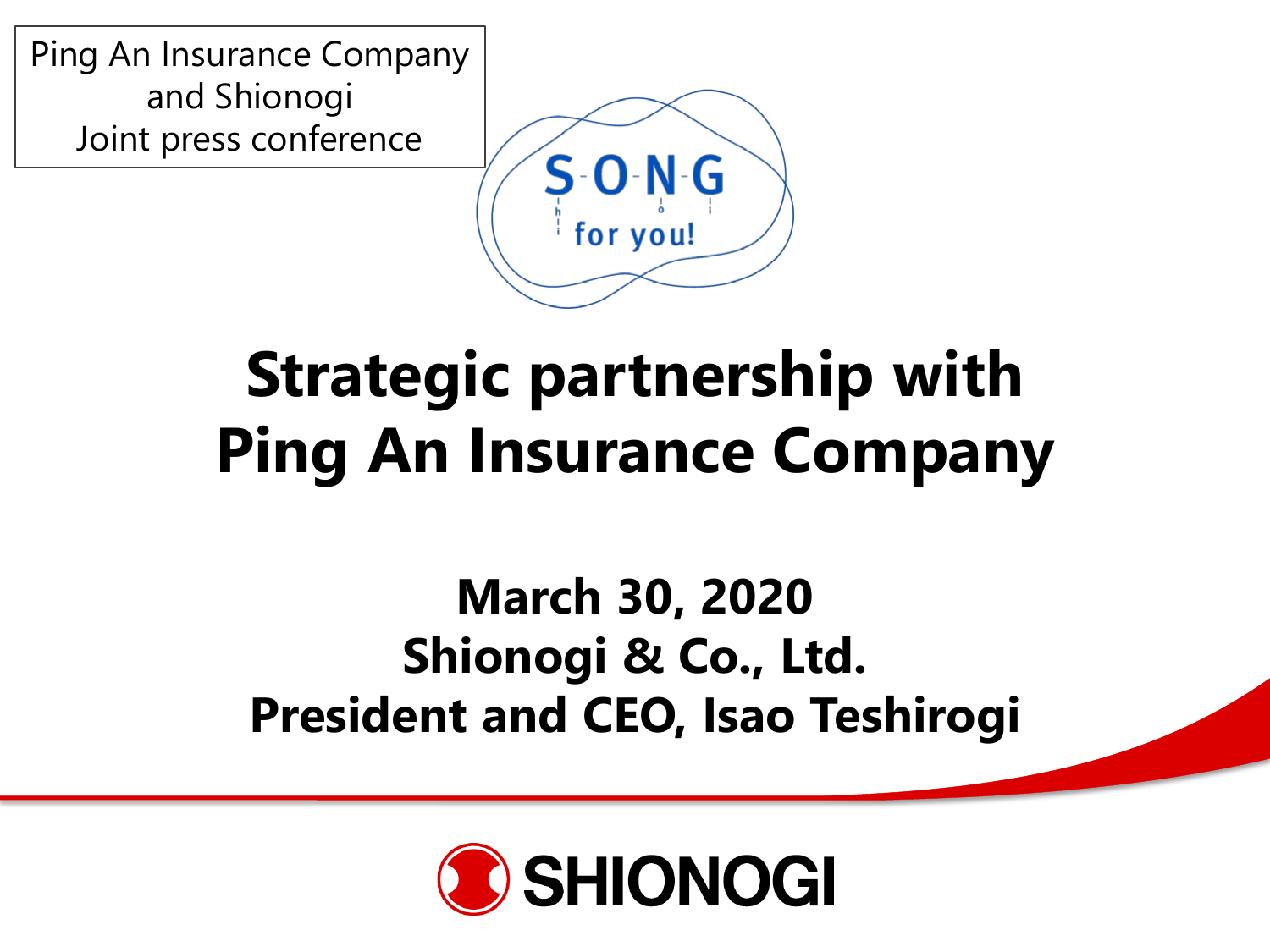Ping An Insurance Company and Shionogi Joint press conference

S-O-N-G for you!

# Strategic partnership with Ping An Insurance Company

**March 30, 2020**
**Shionogi & Co., Ltd.**
**President and CEO, Isao Teshirogi**

SHIONOGI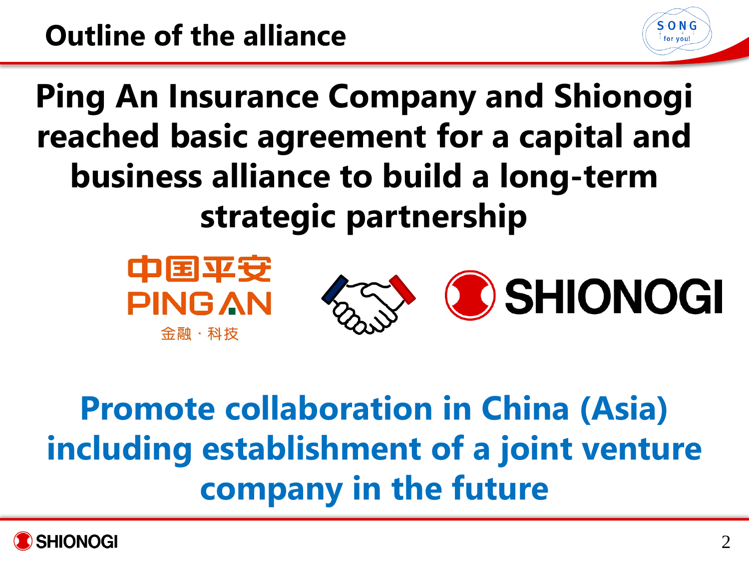# Outline of the alliance

**Ping An Insurance Company and Shionogi reached basic agreement for a capital and business alliance to build a long-term strategic partnership**

中国平安
PING AN
金融・科技

SHIONOGI

**Promote collaboration in China (Asia) including establishment of a joint venture company in the future**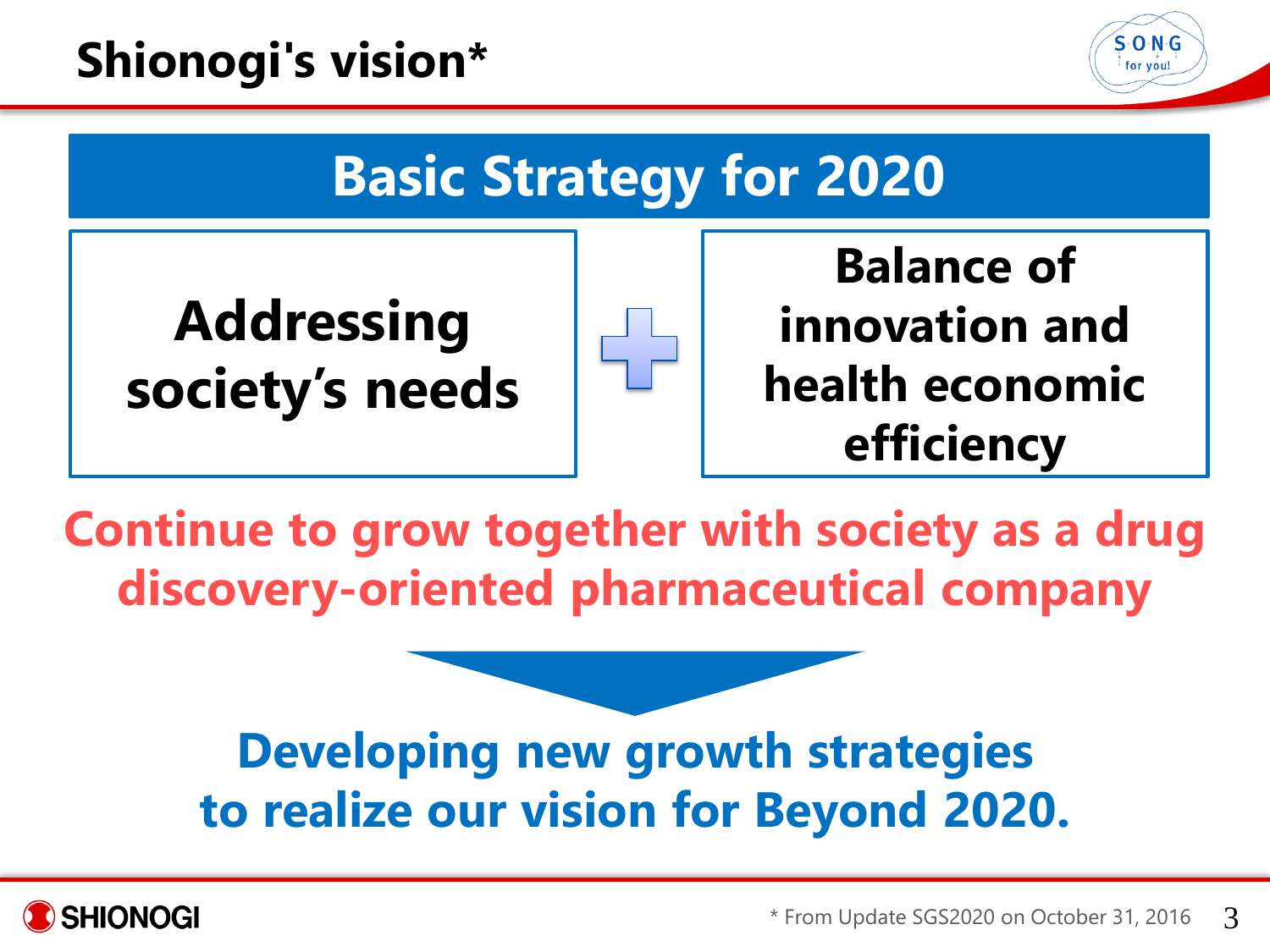# Shionogi's vision*

## Basic Strategy for 2020

**Addressing society's needs** + **Balance of innovation and health economic efficiency**

**Continue to grow together with society as a drug discovery-oriented pharmaceutical company**

**Developing new growth strategies to realize our vision for Beyond 2020.**

* From Update SGS2020 on October 31, 2016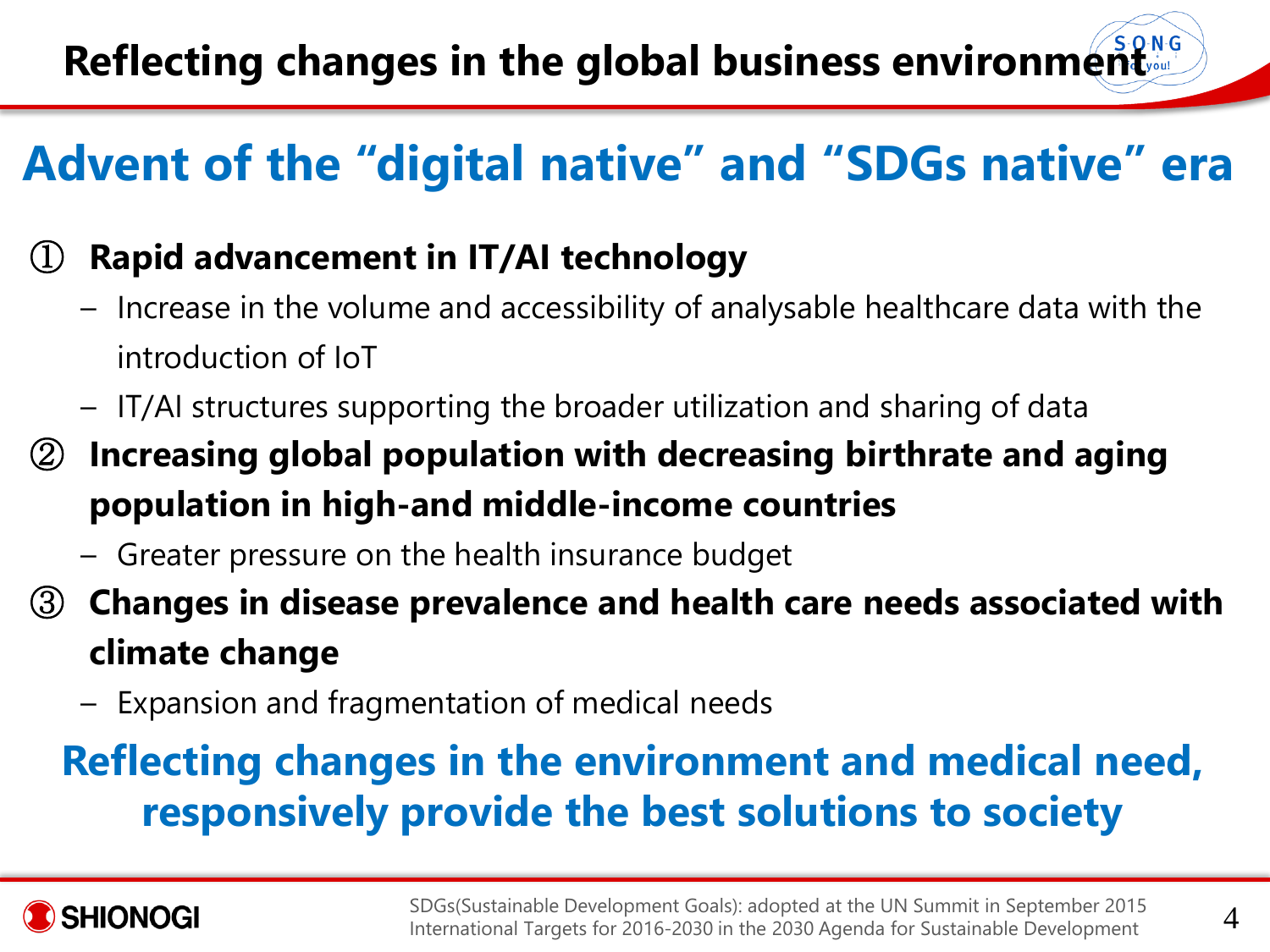# Reflecting changes in the global business environment

## Advent of the "digital native" and "SDGs native" era

① **Rapid advancement in IT/AI technology**

- Increase in the volume and accessibility of analysable healthcare data with the introduction of IoT
- IT/AI structures supporting the broader utilization and sharing of data

② **Increasing global population with decreasing birthrate and aging population in high-and middle-income countries**

- Greater pressure on the health insurance budget

③ **Changes in disease prevalence and health care needs associated with climate change**

- Expansion and fragmentation of medical needs

**Reflecting changes in the environment and medical need, responsively provide the best solutions to society**

SDGs(Sustainable Development Goals): adopted at the UN Summit in September 2015
International Targets for 2016-2030 in the 2030 Agenda for Sustainable Development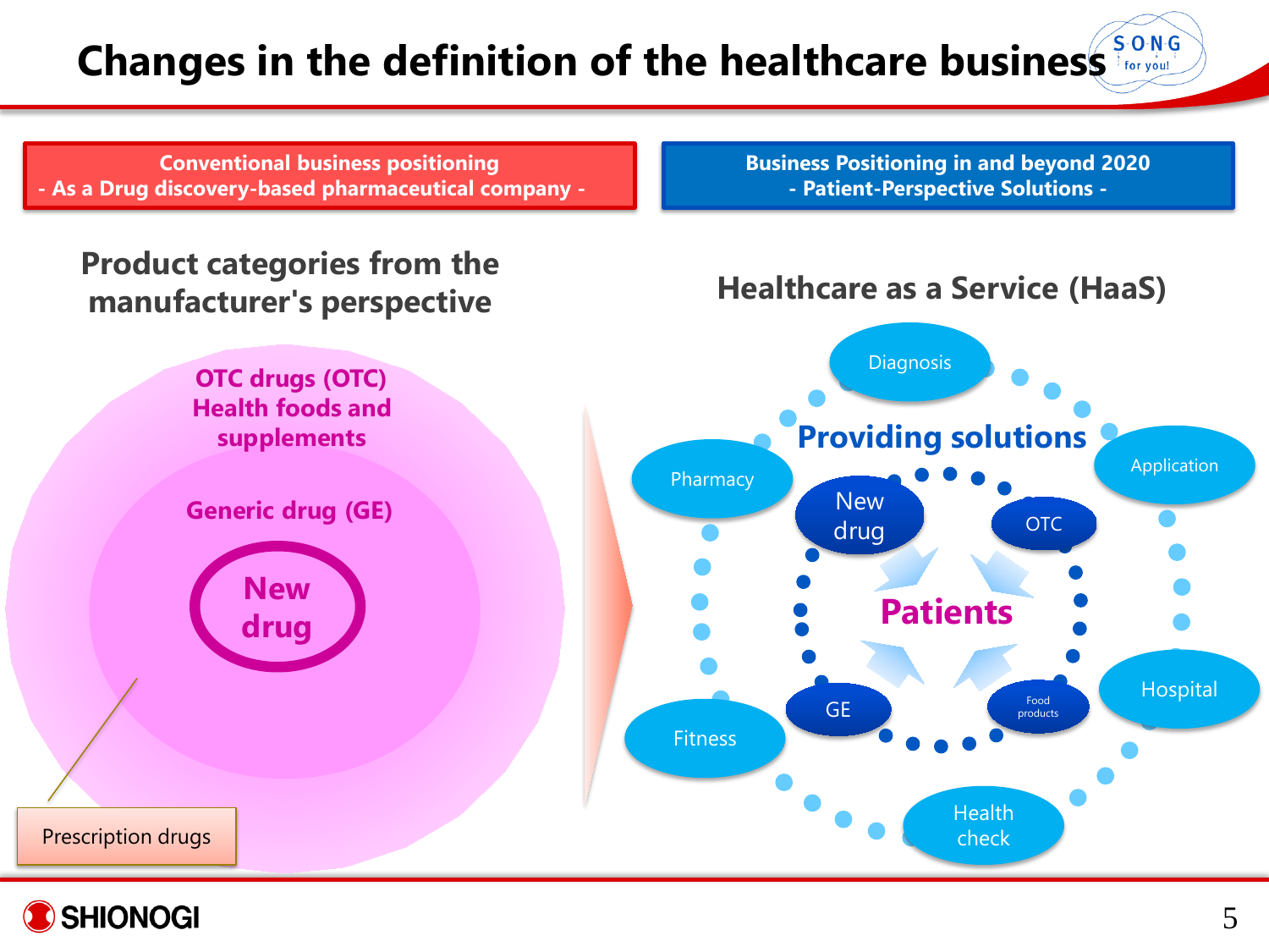# Changes in the definition of the healthcare business

**Conventional business positioning**
**- As a Drug discovery-based pharmaceutical company -**

**Business Positioning in and beyond 2020**
**- Patient-Perspective Solutions -**

## Product categories from the manufacturer's perspective

- OTC drugs (OTC)
- Health foods and supplements
- Generic drug (GE)
- New drug
- Prescription drugs

## Healthcare as a Service (HaaS)

**Providing solutions**

**Patients**

- New drug
- OTC
- GE
- Food products
- Diagnosis
- Application
- Hospital
- Health check
- Fitness
- Pharmacy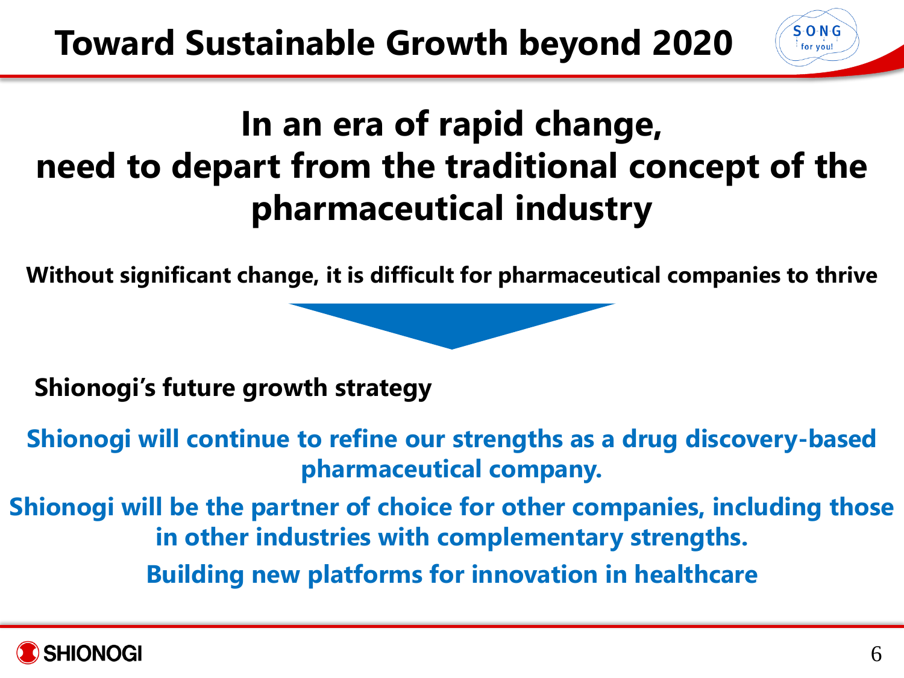# Toward Sustainable Growth beyond 2020

## In an era of rapid change, need to depart from the traditional concept of the pharmaceutical industry

**Without significant change, it is difficult for pharmaceutical companies to thrive**

**Shionogi's future growth strategy**

**Shionogi will continue to refine our strengths as a drug discovery-based pharmaceutical company.**

**Shionogi will be the partner of choice for other companies, including those in other industries with complementary strengths.**

**Building new platforms for innovation in healthcare**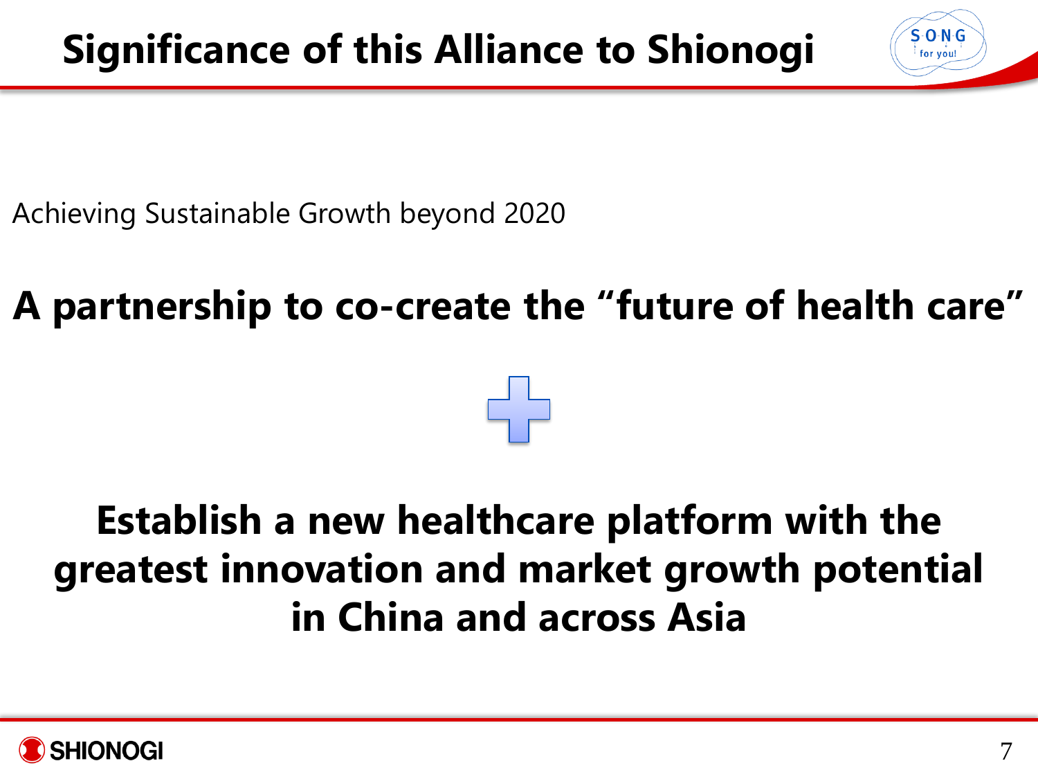# Significance of this Alliance to Shionogi

Achieving Sustainable Growth beyond 2020

**A partnership to co-create the "future of health care"**

**+**

**Establish a new healthcare platform with the greatest innovation and market growth potential in China and across Asia**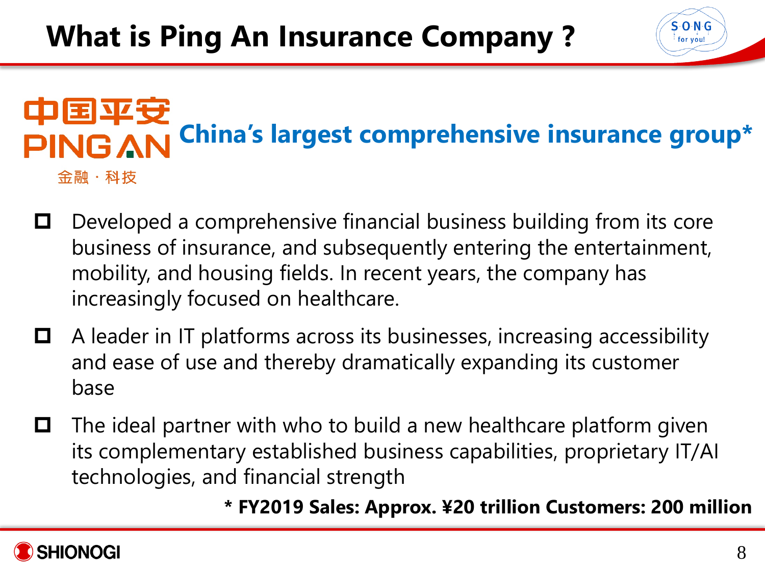# What is Ping An Insurance Company ?

中国平安
PING AN
金融・科技

## China's largest comprehensive insurance group*

- Developed a comprehensive financial business building from its core business of insurance, and subsequently entering the entertainment, mobility, and housing fields. In recent years, the company has increasingly focused on healthcare.
- A leader in IT platforms across its businesses, increasing accessibility and ease of use and thereby dramatically expanding its customer base
- The ideal partner with who to build a new healthcare platform given its complementary established business capabilities, proprietary IT/AI technologies, and financial strength

**\* FY2019 Sales: Approx. ¥20 trillion Customers: 200 million**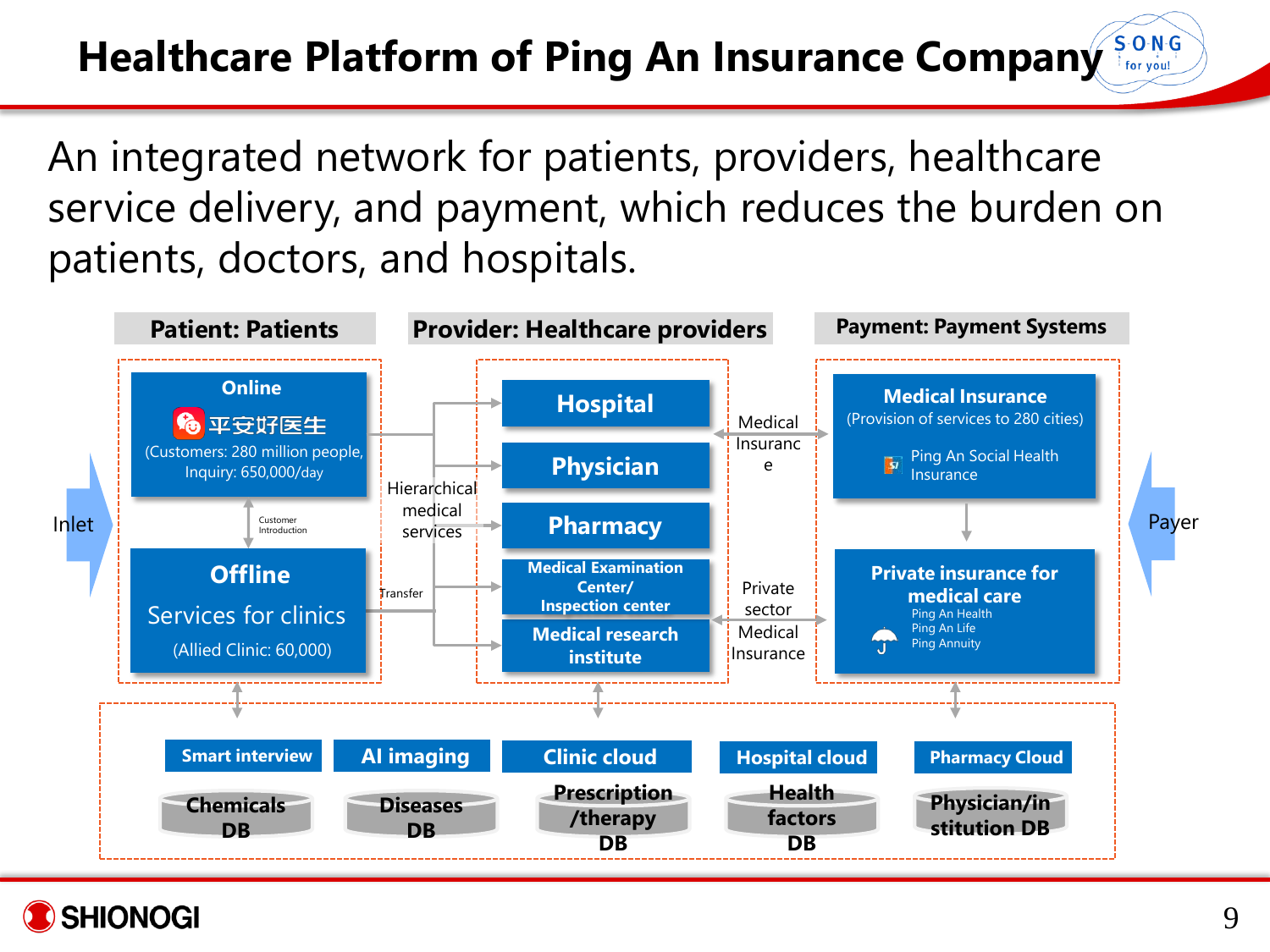# Healthcare Platform of Ping An Insurance Company

An integrated network for patients, providers, healthcare service delivery, and payment, which reduces the burden on patients, doctors, and hospitals.

**Patient: Patients**

Inlet

- **Online**
  - 平安好医生
  - (Customers: 280 million people, Inquiry: 650,000/day)
- Customer Introduction
- **Offline**
  - Services for clinics
  - (Allied Clinic: 60,000)

Hierarchical medical services

Transfer

**Provider: Healthcare providers**

- **Hospital**
- **Physician**
- **Pharmacy**
- **Medical Examination Center/ Inspection center**
- **Medical research institute**

Medical Insurance

Private sector Medical Insurance

**Payment: Payment Systems**

- **Medical Insurance**
  - (Provision of services to 280 cities)
  - Ping An Social Health Insurance
- **Private insurance for medical care**
  - Ping An Health
  - Ping An Life
  - Ping Annuity

Payer

**Smart interview** — Chemicals DB

**AI imaging** — Diseases DB

**Clinic cloud** — Prescription /therapy DB

**Hospital cloud** — Health factors DB

**Pharmacy Cloud** — Physician/institution DB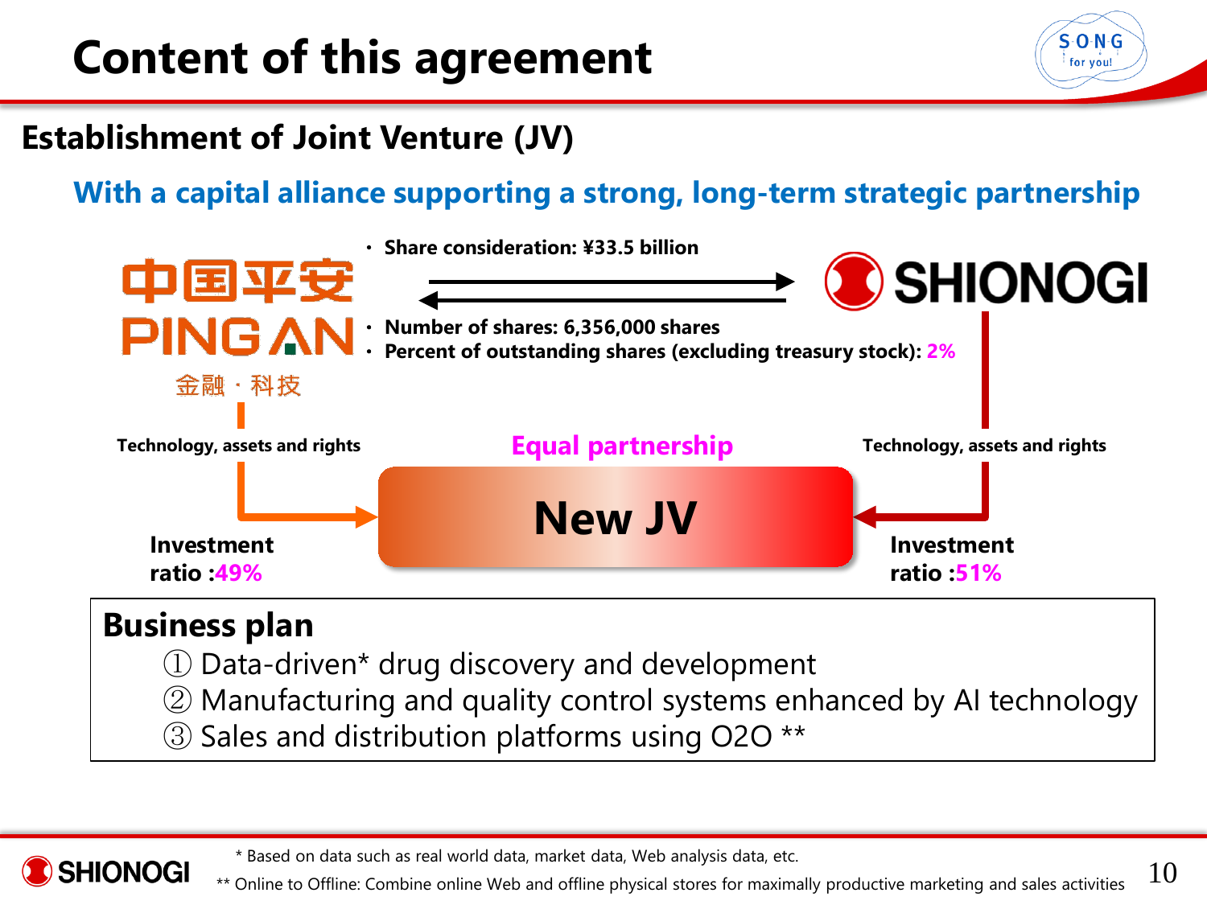# Content of this agreement

## Establishment of Joint Venture (JV)

**With a capital alliance supporting a strong, long-term strategic partnership**

中国平安
PING AN
金融・科技

SHIONOGI

- **Share consideration: ¥33.5 billion**
- **Number of shares: 6,356,000 shares**
- **Percent of outstanding shares (excluding treasury stock): 2%**

**Technology, assets and rights**

**Equal partnership**

**Technology, assets and rights**

**New JV**

**Investment ratio :49%**

**Investment ratio :51%**

**Business plan**

① Data-driven* drug discovery and development
② Manufacturing and quality control systems enhanced by AI technology
③ Sales and distribution platforms using O2O **

\* Based on data such as real world data, market data, Web analysis data, etc.
** Online to Offline: Combine online Web and offline physical stores for maximally productive marketing and sales activities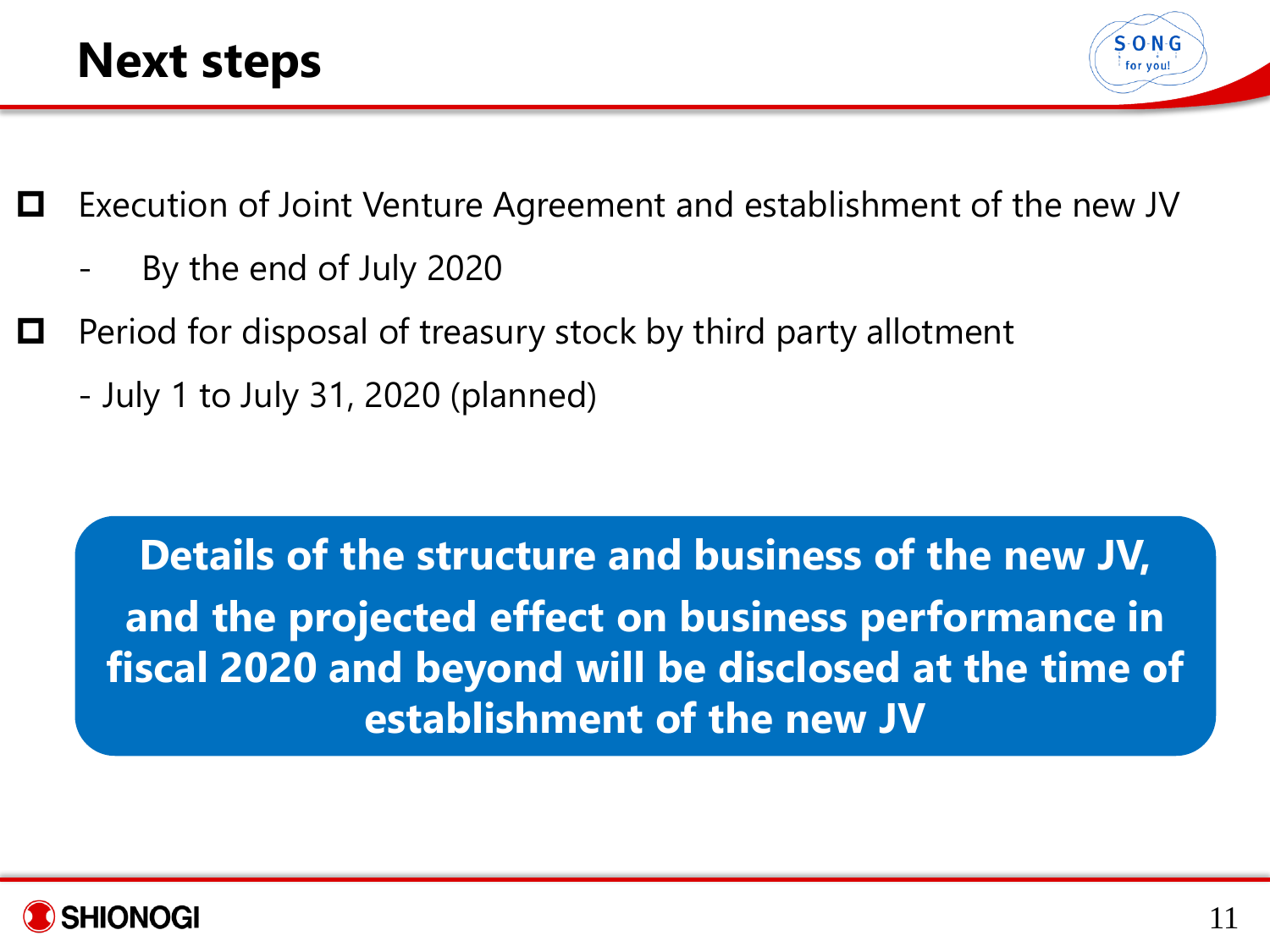# Next steps

- Execution of Joint Venture Agreement and establishment of the new JV
  - By the end of July 2020
- Period for disposal of treasury stock by third party allotment
  - July 1 to July 31, 2020 (planned)

**Details of the structure and business of the new JV, and the projected effect on business performance in fiscal 2020 and beyond will be disclosed at the time of establishment of the new JV**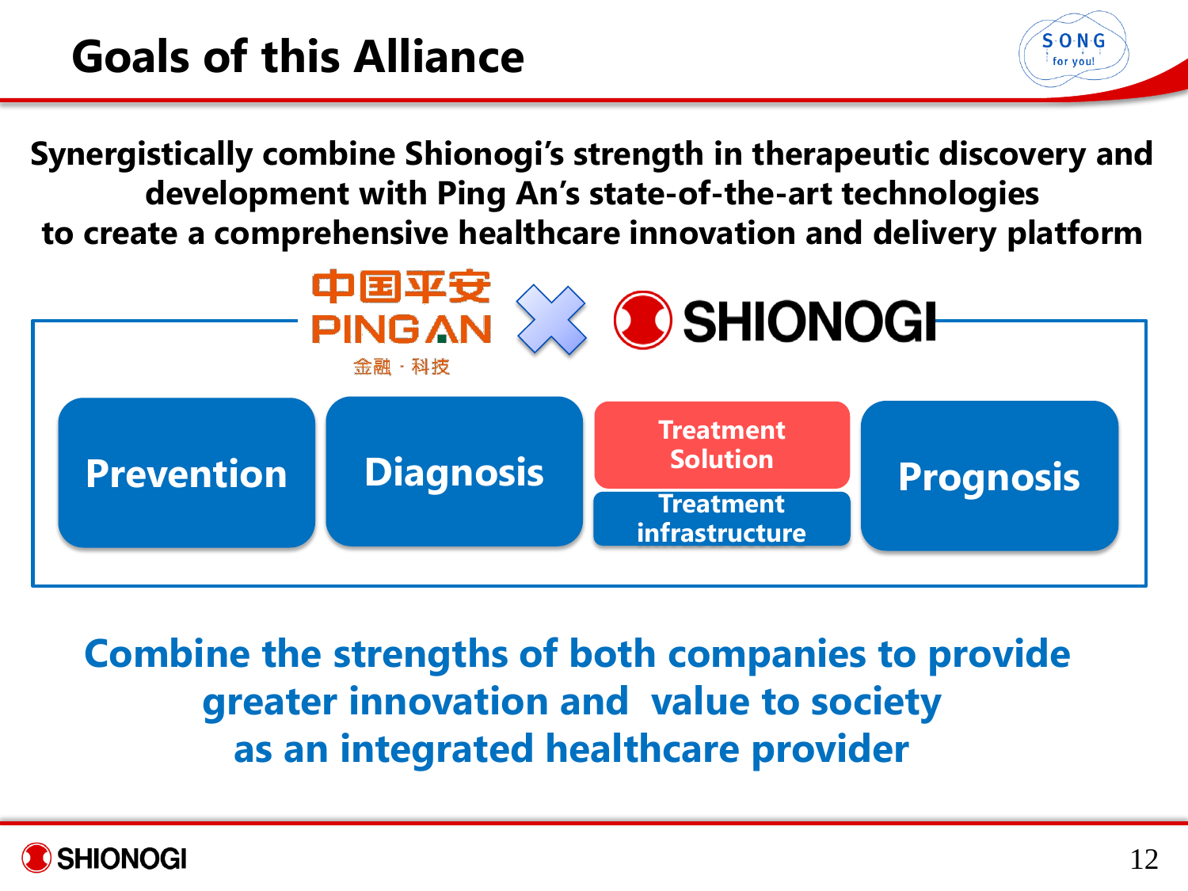# Goals of this Alliance

**Synergistically combine Shionogi's strength in therapeutic discovery and development with Ping An's state-of-the-art technologies to create a comprehensive healthcare innovation and delivery platform**

中国平安 PINGAN 金融・科技 × SHIONOGI

- Prevention
- Diagnosis
- Treatment Solution / Treatment infrastructure
- Prognosis

**Combine the strengths of both companies to provide greater innovation and value to society as an integrated healthcare provider**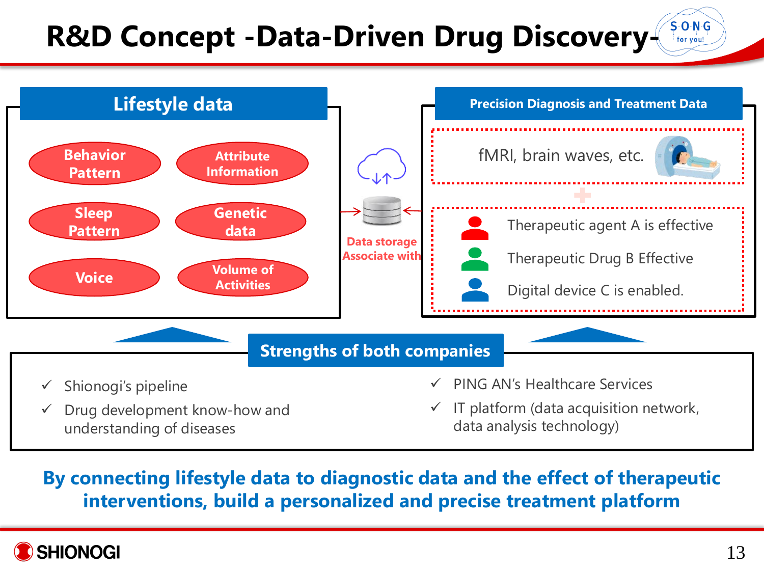# R&D Concept -Data-Driven Drug Discovery-

## Lifestyle data

- Behavior Pattern
- Attribute Information
- Sleep Pattern
- Genetic data
- Voice
- Volume of Activities

Data storage
Associate with

## Precision Diagnosis and Treatment Data

fMRI, brain waves, etc.

+

- Therapeutic agent A is effective
- Therapeutic Drug B Effective
- Digital device C is enabled.

## Strengths of both companies

- ✓ Shionogi's pipeline
- ✓ Drug development know-how and understanding of diseases
- ✓ PING AN's Healthcare Services
- ✓ IT platform (data acquisition network, data analysis technology)

**By connecting lifestyle data to diagnostic data and the effect of therapeutic interventions, build a personalized and precise treatment platform**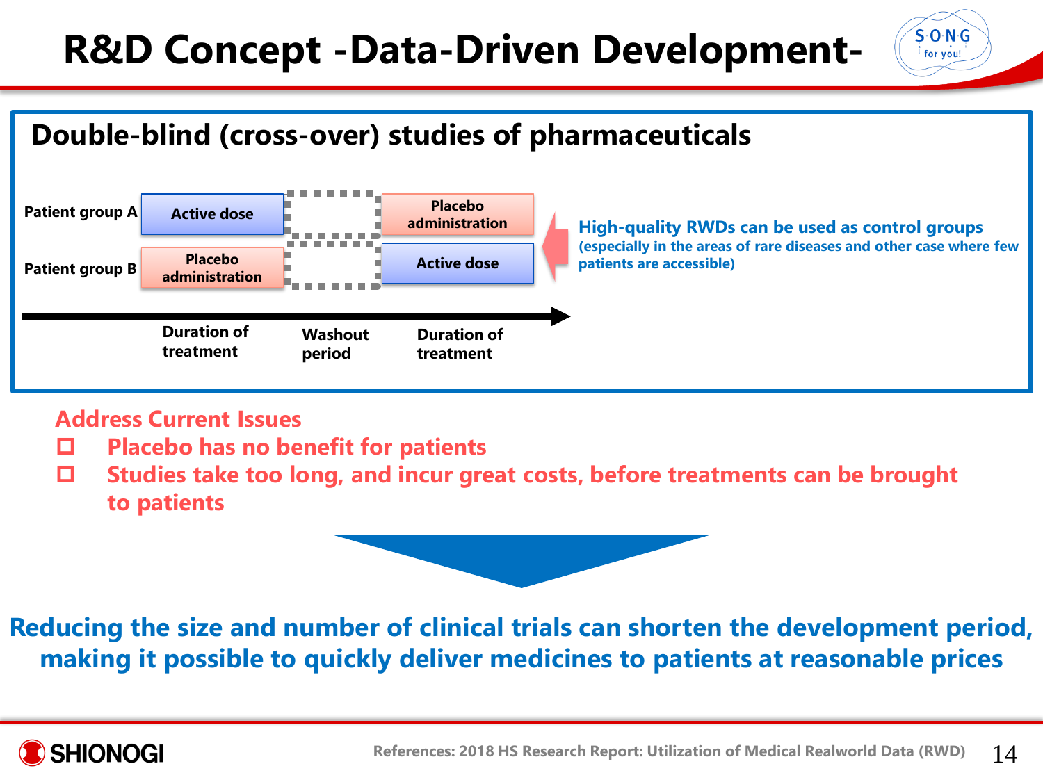# R&D Concept -Data-Driven Development-

## Double-blind (cross-over) studies of pharmaceuticals

| | Duration of treatment | Washout period | Duration of treatment |
|---|---|---|---|
| Patient group A | Active dose | | Placebo administration |
| Patient group B | Placebo administration | | Active dose |

**High-quality RWDs can be used as control groups**
**(especially in the areas of rare diseases and other case where few patients are accessible)**

**Address Current Issues**

- **Placebo has no benefit for patients**
- **Studies take too long, and incur great costs, before treatments can be brought to patients**

**Reducing the size and number of clinical trials can shorten the development period, making it possible to quickly deliver medicines to patients at reasonable prices**

References: 2018 HS Research Report: Utilization of Medical Realworld Data (RWD)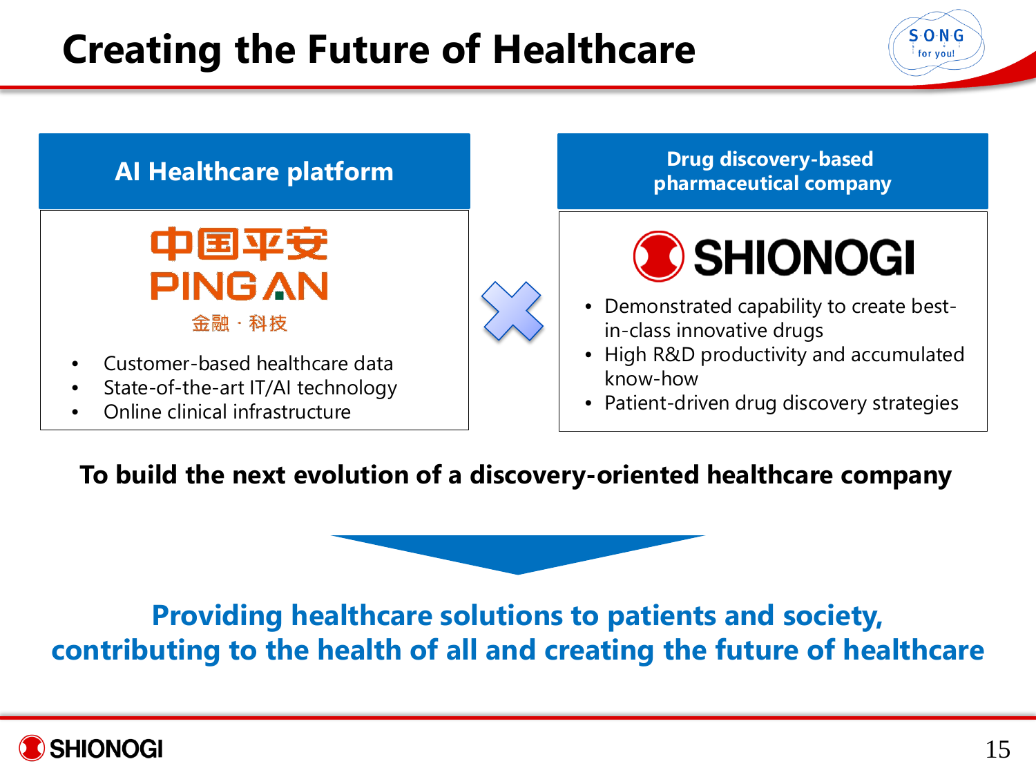# Creating the Future of Healthcare

SONG for you!

| AI Healthcare platform | | Drug discovery-based pharmaceutical company |
|---|---|---|
| 中国平安 PING AN 金融・科技 | × | SHIONOGI |
| • Customer-based healthcare data<br>• State-of-the-art IT/AI technology<br>• Online clinical infrastructure | | • Demonstrated capability to create best-in-class innovative drugs<br>• High R&D productivity and accumulated know-how<br>• Patient-driven drug discovery strategies |

**To build the next evolution of a discovery-oriented healthcare company**

**Providing healthcare solutions to patients and society, contributing to the health of all and creating the future of healthcare**